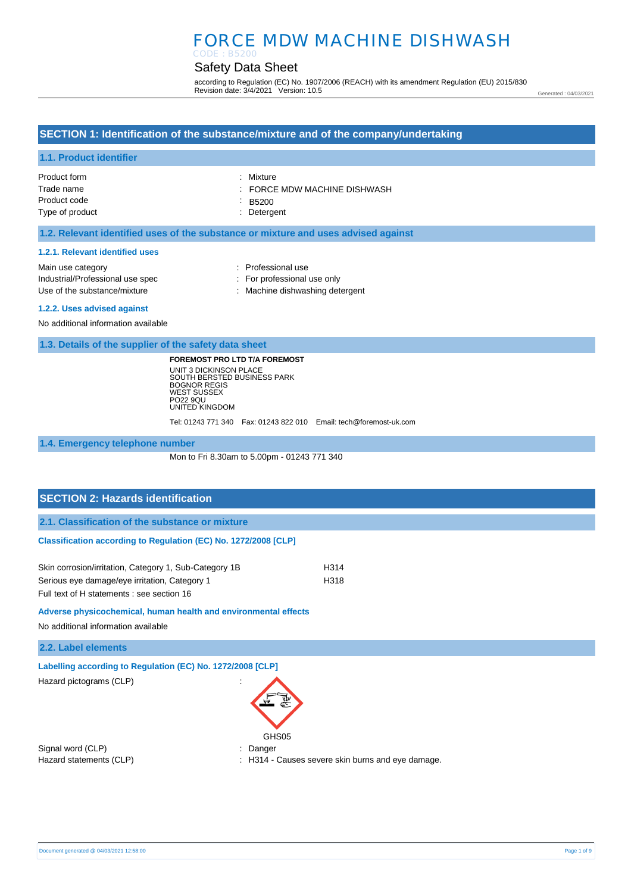# FORCE MDW MACHINE DISHWASH

CODE : B5200

## Safety Data Sheet

according to Regulation (EC) No. 1907/2006 (REACH) with its amendment Regulation (EU) 2015/830
Revision date: 3/4/2021 Version: 10.5

Generated : 04/03/2021

## SECTION 1: Identification of the substance/mixture and of the company/undertaking

### 1.1. Product identifier

| | |
|---|---|
| Product form | : Mixture |
| Trade name | : FORCE MDW MACHINE DISHWASH |
| Product code | : B5200 |
| Type of product | : Detergent |

### 1.2. Relevant identified uses of the substance or mixture and uses advised against

#### 1.2.1. Relevant identified uses

| | |
|---|---|
| Main use category | : Professional use |
| Industrial/Professional use spec | : For professional use only |
| Use of the substance/mixture | : Machine dishwashing detergent |

#### 1.2.2. Uses advised against

No additional information available

### 1.3. Details of the supplier of the safety data sheet

**FOREMOST PRO LTD T/A FOREMOST**
UNIT 3 DICKINSON PLACE
SOUTH BERSTED BUSINESS PARK
BOGNOR REGIS
WEST SUSSEX
PO22 9QU
UNITED KINGDOM

Tel: 01243 771 340 Fax: 01243 822 010 Email: tech@foremost-uk.com

### 1.4. Emergency telephone number

Mon to Fri 8.30am to 5.00pm - 01243 771 340

## SECTION 2: Hazards identification

### 2.1. Classification of the substance or mixture

#### Classification according to Regulation (EC) No. 1272/2008 [CLP]

| | |
|---|---|
| Skin corrosion/irritation, Category 1, Sub-Category 1B | H314 |
| Serious eye damage/eye irritation, Category 1 | H318 |

Full text of H statements : see section 16

#### Adverse physicochemical, human health and environmental effects

No additional information available

### 2.2. Label elements

#### Labelling according to Regulation (EC) No. 1272/2008 [CLP]

| | |
|---|---|
| Hazard pictograms (CLP) | : GHS05 |
| Signal word (CLP) | : Danger |
| Hazard statements (CLP) | : H314 - Causes severe skin burns and eye damage. |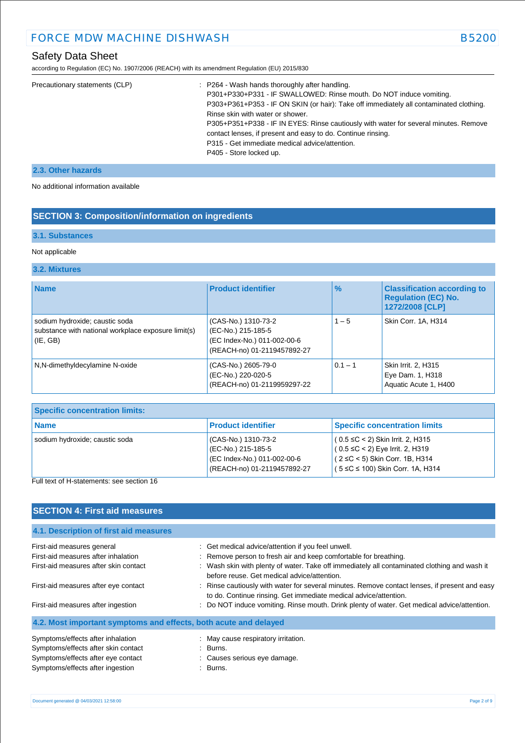| | |
|---|---|
| Precautionary statements (CLP) | : P264 - Wash hands thoroughly after handling.<br>P301+P330+P331 - IF SWALLOWED: Rinse mouth. Do NOT induce vomiting.<br>P303+P361+P353 - IF ON SKIN (or hair): Take off immediately all contaminated clothing. Rinse skin with water or shower.<br>P305+P351+P338 - IF IN EYES: Rinse cautiously with water for several minutes. Remove contact lenses, if present and easy to do. Continue rinsing.<br>P315 - Get immediate medical advice/attention.<br>P405 - Store locked up. |

### 2.3. Other hazards

No additional information available

## SECTION 3: Composition/information on ingredients

### 3.1. Substances

Not applicable

### 3.2. Mixtures

| Name | Product identifier | % | Classification according to Regulation (EC) No. 1272/2008 [CLP] |
|---|---|---|---|
| sodium hydroxide; caustic soda<br>substance with national workplace exposure limit(s) (IE, GB) | (CAS-No.) 1310-73-2<br>(EC-No.) 215-185-5<br>(EC Index-No.) 011-002-00-6<br>(REACH-no) 01-2119457892-27 | 1 – 5 | Skin Corr. 1A, H314 |
| N,N-dimethyldecylamine N-oxide | (CAS-No.) 2605-79-0<br>(EC-No.) 220-020-5<br>(REACH-no) 01-2119959297-22 | 0.1 – 1 | Skin Irrit. 2, H315<br>Eye Dam. 1, H318<br>Aquatic Acute 1, H400 |

| Specific concentration limits: | | |
|---|---|---|
| **Name** | **Product identifier** | **Specific concentration limits** |
| sodium hydroxide; caustic soda | (CAS-No.) 1310-73-2<br>(EC-No.) 215-185-5<br>(EC Index-No.) 011-002-00-6<br>(REACH-no) 01-2119457892-27 | ( 0.5 ≤C < 2) Skin Irrit. 2, H315<br>( 0.5 ≤C < 2) Eye Irrit. 2, H319<br>( 2 ≤C < 5) Skin Corr. 1B, H314<br>( 5 ≤C ≤ 100) Skin Corr. 1A, H314 |

Full text of H-statements: see section 16

## SECTION 4: First aid measures

### 4.1. Description of first aid measures

| | |
|---|---|
| First-aid measures general | : Get medical advice/attention if you feel unwell. |
| First-aid measures after inhalation | : Remove person to fresh air and keep comfortable for breathing. |
| First-aid measures after skin contact | : Wash skin with plenty of water. Take off immediately all contaminated clothing and wash it before reuse. Get medical advice/attention. |
| First-aid measures after eye contact | : Rinse cautiously with water for several minutes. Remove contact lenses, if present and easy to do. Continue rinsing. Get immediate medical advice/attention. |
| First-aid measures after ingestion | : Do NOT induce vomiting. Rinse mouth. Drink plenty of water. Get medical advice/attention. |

### 4.2. Most important symptoms and effects, both acute and delayed

| | |
|---|---|
| Symptoms/effects after inhalation | : May cause respiratory irritation. |
| Symptoms/effects after skin contact | : Burns. |
| Symptoms/effects after eye contact | : Causes serious eye damage. |
| Symptoms/effects after ingestion | : Burns. |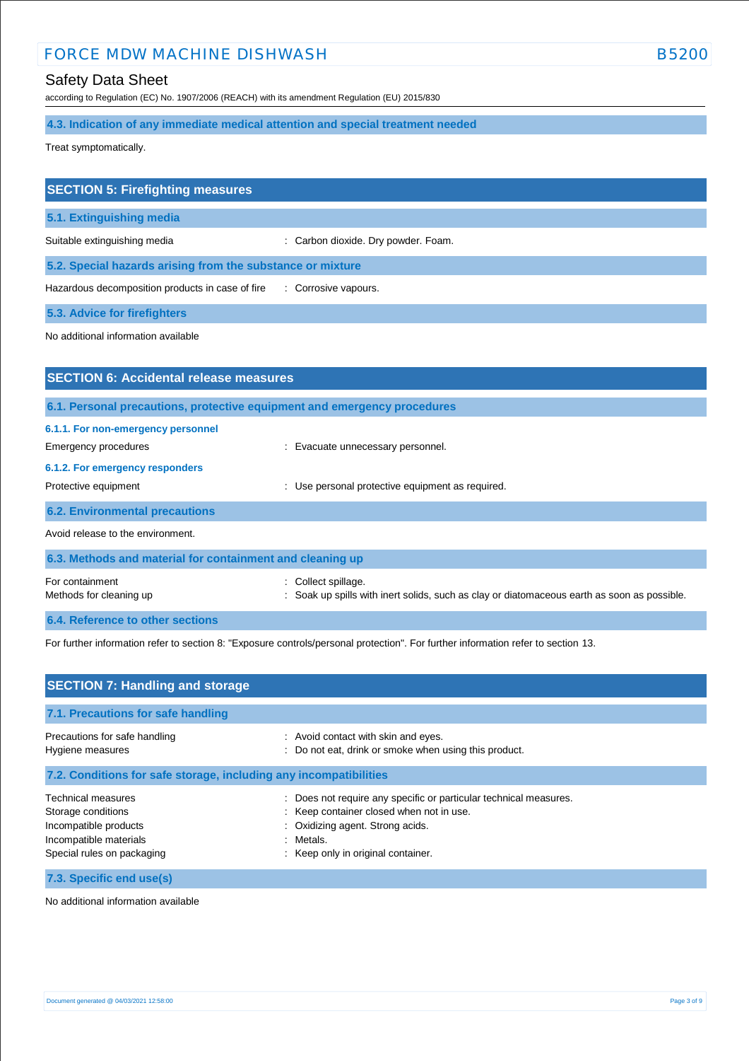### 4.3. Indication of any immediate medical attention and special treatment needed

Treat symptomatically.

## SECTION 5: Firefighting measures

### 5.1. Extinguishing media

Suitable extinguishing media : Carbon dioxide. Dry powder. Foam.

### 5.2. Special hazards arising from the substance or mixture

Hazardous decomposition products in case of fire : Corrosive vapours.

### 5.3. Advice for firefighters

No additional information available

## SECTION 6: Accidental release measures

### 6.1. Personal precautions, protective equipment and emergency procedures

#### 6.1.1. For non-emergency personnel

Emergency procedures : Evacuate unnecessary personnel.

#### 6.1.2. For emergency responders

Protective equipment : Use personal protective equipment as required.

### 6.2. Environmental precautions

Avoid release to the environment.

### 6.3. Methods and material for containment and cleaning up

For containment : Collect spillage.
Methods for cleaning up : Soak up spills with inert solids, such as clay or diatomaceous earth as soon as possible.

### 6.4. Reference to other sections

For further information refer to section 8: "Exposure controls/personal protection". For further information refer to section 13.

## SECTION 7: Handling and storage

### 7.1. Precautions for safe handling

Precautions for safe handling : Avoid contact with skin and eyes.
Hygiene measures : Do not eat, drink or smoke when using this product.

### 7.2. Conditions for safe storage, including any incompatibilities

Technical measures : Does not require any specific or particular technical measures.
Storage conditions : Keep container closed when not in use.
Incompatible products : Oxidizing agent. Strong acids.
Incompatible materials : Metals.
Special rules on packaging : Keep only in original container.

### 7.3. Specific end use(s)

No additional information available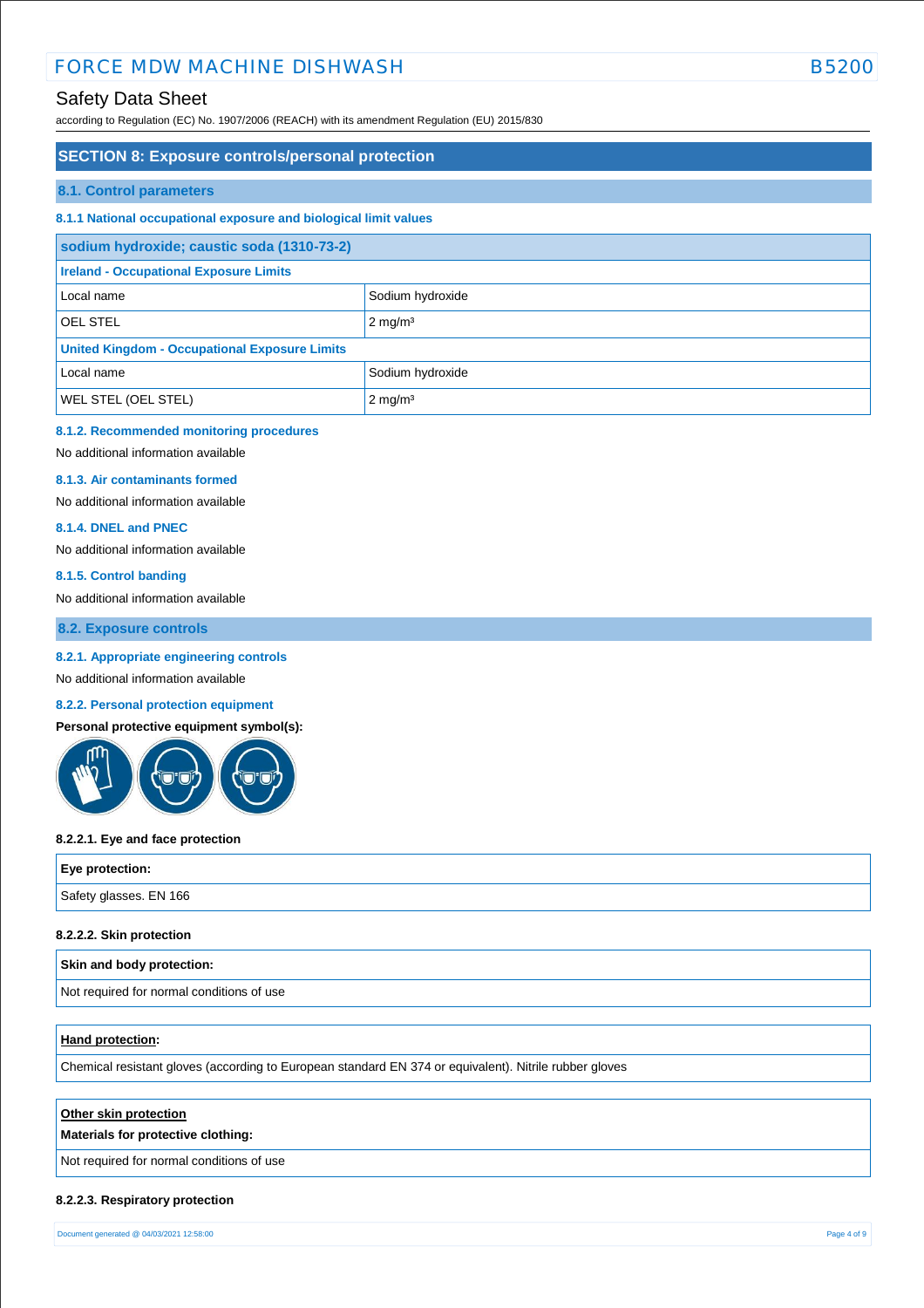# SECTION 8: Exposure controls/personal protection

## 8.1. Control parameters

### 8.1.1 National occupational exposure and biological limit values

| sodium hydroxide; caustic soda (1310-73-2) | |
|---|---|
| **Ireland - Occupational Exposure Limits** | |
| Local name | Sodium hydroxide |
| OEL STEL | 2 mg/m³ |
| **United Kingdom - Occupational Exposure Limits** | |
| Local name | Sodium hydroxide |
| WEL STEL (OEL STEL) | 2 mg/m³ |

### 8.1.2. Recommended monitoring procedures

No additional information available

### 8.1.3. Air contaminants formed

No additional information available

### 8.1.4. DNEL and PNEC

No additional information available

### 8.1.5. Control banding

No additional information available

## 8.2. Exposure controls

### 8.2.1. Appropriate engineering controls

No additional information available

### 8.2.2. Personal protection equipment

**Personal protective equipment symbol(s):**

#### 8.2.2.1. Eye and face protection

| Eye protection: |
|---|
| Safety glasses. EN 166 |

#### 8.2.2.2. Skin protection

| Skin and body protection: |
|---|
| Not required for normal conditions of use |

| **Hand protection:** |
|---|
| Chemical resistant gloves (according to European standard EN 374 or equivalent). Nitrile rubber gloves |

| **Other skin protection** Materials for protective clothing: |
|---|
| Not required for normal conditions of use |

#### 8.2.2.3. Respiratory protection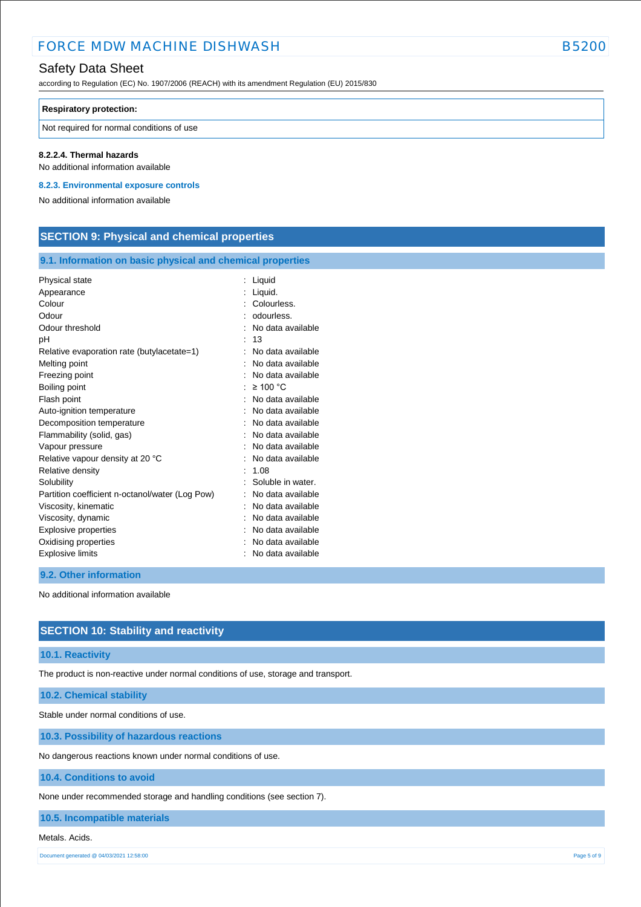| Respiratory protection: |
|---|
| Not required for normal conditions of use |

**8.2.2.4. Thermal hazards**

No additional information available

### 8.2.3. Environmental exposure controls

No additional information available

## SECTION 9: Physical and chemical properties

### 9.1. Information on basic physical and chemical properties

| | |
|---|---|
| Physical state | : Liquid |
| Appearance | : Liquid. |
| Colour | : Colourless. |
| Odour | : odourless. |
| Odour threshold | : No data available |
| pH | : 13 |
| Relative evaporation rate (butylacetate=1) | : No data available |
| Melting point | : No data available |
| Freezing point | : No data available |
| Boiling point | : ≥ 100 °C |
| Flash point | : No data available |
| Auto-ignition temperature | : No data available |
| Decomposition temperature | : No data available |
| Flammability (solid, gas) | : No data available |
| Vapour pressure | : No data available |
| Relative vapour density at 20 °C | : No data available |
| Relative density | : 1.08 |
| Solubility | : Soluble in water. |
| Partition coefficient n-octanol/water (Log Pow) | : No data available |
| Viscosity, kinematic | : No data available |
| Viscosity, dynamic | : No data available |
| Explosive properties | : No data available |
| Oxidising properties | : No data available |
| Explosive limits | : No data available |

### 9.2. Other information

No additional information available

## SECTION 10: Stability and reactivity

### 10.1. Reactivity

The product is non-reactive under normal conditions of use, storage and transport.

### 10.2. Chemical stability

Stable under normal conditions of use.

### 10.3. Possibility of hazardous reactions

No dangerous reactions known under normal conditions of use.

### 10.4. Conditions to avoid

None under recommended storage and handling conditions (see section 7).

### 10.5. Incompatible materials

Metals. Acids.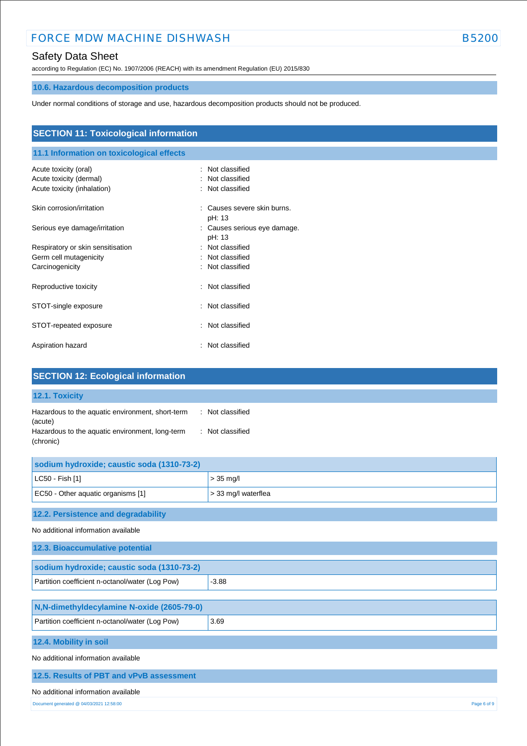### 10.6. Hazardous decomposition products

Under normal conditions of storage and use, hazardous decomposition products should not be produced.

## SECTION 11: Toxicological information

### 11.1 Information on toxicological effects

Acute toxicity (oral) : Not classified
Acute toxicity (dermal) : Not classified
Acute toxicity (inhalation) : Not classified

Skin corrosion/irritation : Causes severe skin burns.
pH: 13

Serious eye damage/irritation : Causes serious eye damage.
pH: 13

Respiratory or skin sensitisation : Not classified
Germ cell mutagenicity : Not classified
Carcinogenicity : Not classified

Reproductive toxicity : Not classified

STOT-single exposure : Not classified

STOT-repeated exposure : Not classified

Aspiration hazard : Not classified

## SECTION 12: Ecological information

### 12.1. Toxicity

Hazardous to the aquatic environment, short-term (acute) : Not classified
Hazardous to the aquatic environment, long-term (chronic) : Not classified

| sodium hydroxide; caustic soda (1310-73-2) | |
|---|---|
| LC50 - Fish [1] | > 35 mg/l |
| EC50 - Other aquatic organisms [1] | > 33 mg/l waterflea |

### 12.2. Persistence and degradability

No additional information available

### 12.3. Bioaccumulative potential

| sodium hydroxide; caustic soda (1310-73-2) | |
|---|---|
| Partition coefficient n-octanol/water (Log Pow) | -3.88 |

| N,N-dimethyldecylamine N-oxide (2605-79-0) | |
|---|---|
| Partition coefficient n-octanol/water (Log Pow) | 3.69 |

### 12.4. Mobility in soil

No additional information available

### 12.5. Results of PBT and vPvB assessment

No additional information available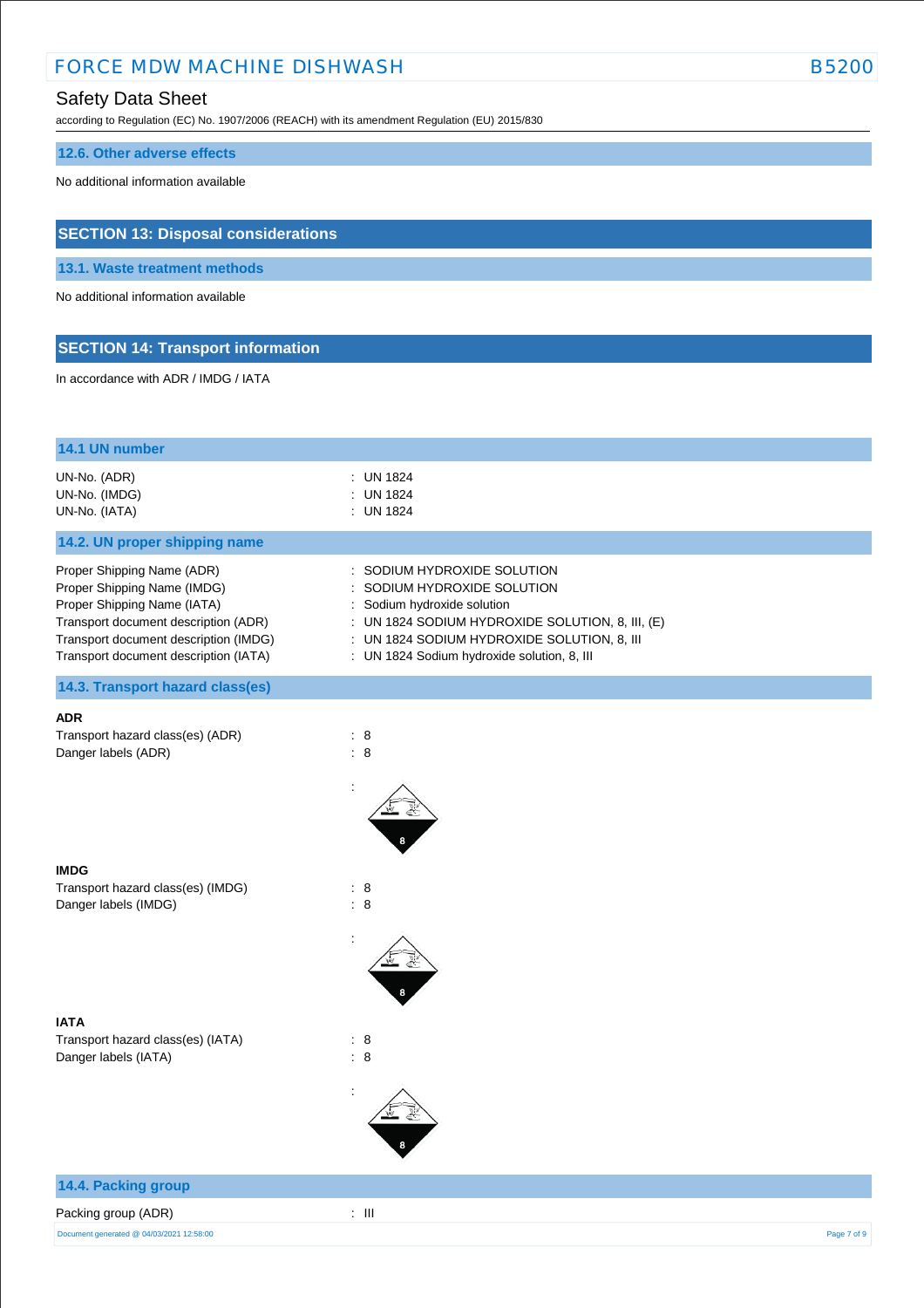### 12.6. Other adverse effects

No additional information available

## SECTION 13: Disposal considerations

### 13.1. Waste treatment methods

No additional information available

## SECTION 14: Transport information

In accordance with ADR / IMDG / IATA

### 14.1 UN number

| | |
|---|---|
| UN-No. (ADR) | : UN 1824 |
| UN-No. (IMDG) | : UN 1824 |
| UN-No. (IATA) | : UN 1824 |

### 14.2. UN proper shipping name

| | |
|---|---|
| Proper Shipping Name (ADR) | : SODIUM HYDROXIDE SOLUTION |
| Proper Shipping Name (IMDG) | : SODIUM HYDROXIDE SOLUTION |
| Proper Shipping Name (IATA) | : Sodium hydroxide solution |
| Transport document description (ADR) | : UN 1824 SODIUM HYDROXIDE SOLUTION, 8, III, (E) |
| Transport document description (IMDG) | : UN 1824 SODIUM HYDROXIDE SOLUTION, 8, III |
| Transport document description (IATA) | : UN 1824 Sodium hydroxide solution, 8, III |

### 14.3. Transport hazard class(es)

**ADR**

| | |
|---|---|
| Transport hazard class(es) (ADR) | : 8 |
| Danger labels (ADR) | : 8 |

:

**IMDG**

| | |
|---|---|
| Transport hazard class(es) (IMDG) | : 8 |
| Danger labels (IMDG) | : 8 |

:

**IATA**

| | |
|---|---|
| Transport hazard class(es) (IATA) | : 8 |
| Danger labels (IATA) | : 8 |

:

### 14.4. Packing group

| | |
|---|---|
| Packing group (ADR) | : III |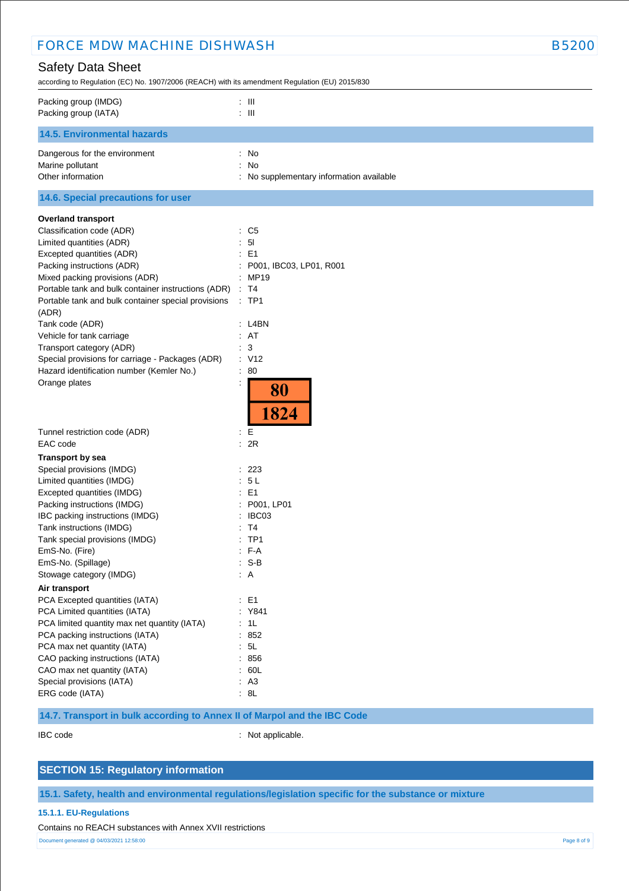| | |
|---|---|
| Packing group (IMDG) | : III |
| Packing group (IATA) | : III |

### 14.5. Environmental hazards

| | |
|---|---|
| Dangerous for the environment | : No |
| Marine pollutant | : No |
| Other information | : No supplementary information available |

### 14.6. Special precautions for user

**Overland transport**

| | |
|---|---|
| Classification code (ADR) | : C5 |
| Limited quantities (ADR) | : 5l |
| Excepted quantities (ADR) | : E1 |
| Packing instructions (ADR) | : P001, IBC03, LP01, R001 |
| Mixed packing provisions (ADR) | : MP19 |
| Portable tank and bulk container instructions (ADR) | : T4 |
| Portable tank and bulk container special provisions (ADR) | : TP1 |
| Tank code (ADR) | : L4BN |
| Vehicle for tank carriage | : AT |
| Transport category (ADR) | : 3 |
| Special provisions for carriage - Packages (ADR) | : V12 |
| Hazard identification number (Kemler No.) | : 80 |
| Orange plates | : 80 / 1824 |
| Tunnel restriction code (ADR) | : E |
| EAC code | : 2R |

**Transport by sea**

| | |
|---|---|
| Special provisions (IMDG) | : 223 |
| Limited quantities (IMDG) | : 5 L |
| Excepted quantities (IMDG) | : E1 |
| Packing instructions (IMDG) | : P001, LP01 |
| IBC packing instructions (IMDG) | : IBC03 |
| Tank instructions (IMDG) | : T4 |
| Tank special provisions (IMDG) | : TP1 |
| EmS-No. (Fire) | : F-A |
| EmS-No. (Spillage) | : S-B |
| Stowage category (IMDG) | : A |

**Air transport**

| | |
|---|---|
| PCA Excepted quantities (IATA) | : E1 |
| PCA Limited quantities (IATA) | : Y841 |
| PCA limited quantity max net quantity (IATA) | : 1L |
| PCA packing instructions (IATA) | : 852 |
| PCA max net quantity (IATA) | : 5L |
| CAO packing instructions (IATA) | : 856 |
| CAO max net quantity (IATA) | : 60L |
| Special provisions (IATA) | : A3 |
| ERG code (IATA) | : 8L |

### 14.7. Transport in bulk according to Annex II of Marpol and the IBC Code

| | |
|---|---|
| IBC code | : Not applicable. |

## SECTION 15: Regulatory information

### 15.1. Safety, health and environmental regulations/legislation specific for the substance or mixture

#### 15.1.1. EU-Regulations

Contains no REACH substances with Annex XVII restrictions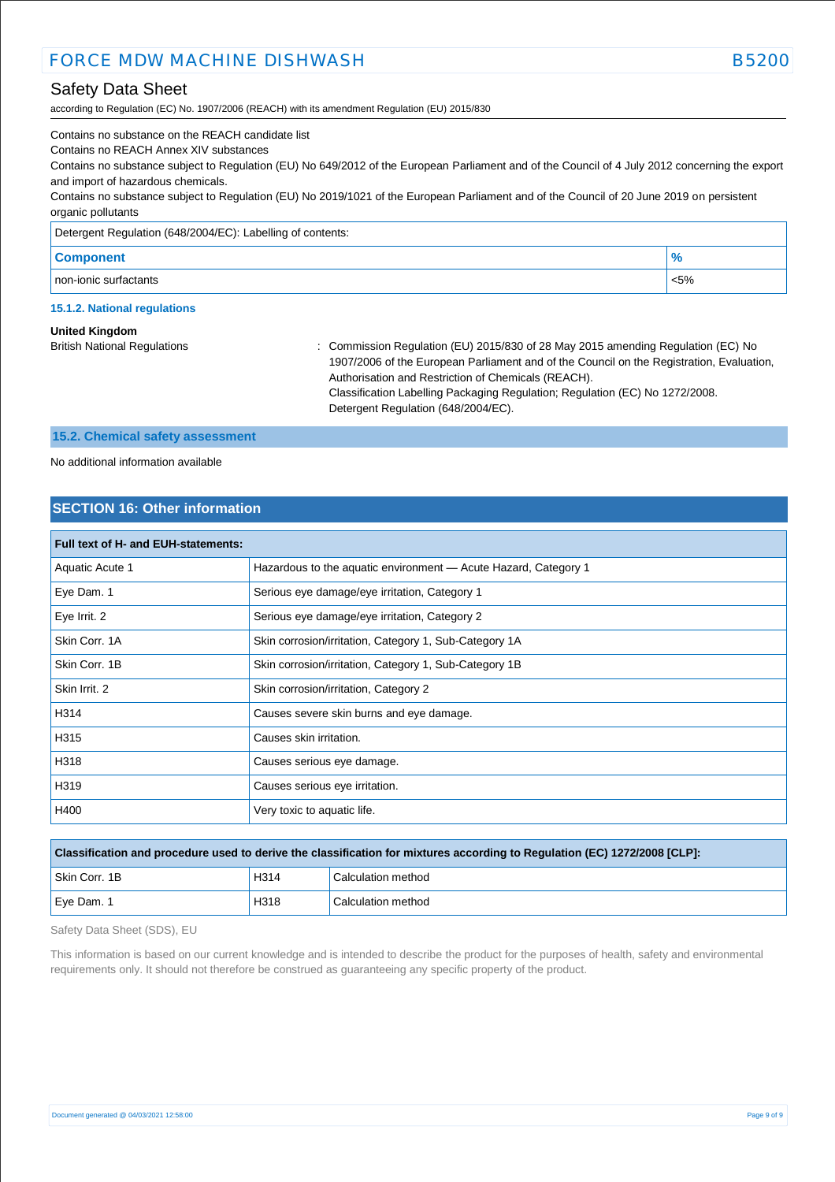Contains no substance on the REACH candidate list
Contains no REACH Annex XIV substances
Contains no substance subject to Regulation (EU) No 649/2012 of the European Parliament and of the Council of 4 July 2012 concerning the export and import of hazardous chemicals.
Contains no substance subject to Regulation (EU) No 2019/1021 of the European Parliament and of the Council of 20 June 2019 on persistent organic pollutants

| Detergent Regulation (648/2004/EC): Labelling of contents: | |
|---|---|
| **Component** | **%** |
| non-ionic surfactants | <5% |

#### 15.1.2. National regulations

**United Kingdom**

British National Regulations : Commission Regulation (EU) 2015/830 of 28 May 2015 amending Regulation (EC) No 1907/2006 of the European Parliament and of the Council on the Registration, Evaluation, Authorisation and Restriction of Chemicals (REACH).
Classification Labelling Packaging Regulation; Regulation (EC) No 1272/2008.
Detergent Regulation (648/2004/EC).

### 15.2. Chemical safety assessment

No additional information available

## SECTION 16: Other information

| Full text of H- and EUH-statements: | |
|---|---|
| Aquatic Acute 1 | Hazardous to the aquatic environment — Acute Hazard, Category 1 |
| Eye Dam. 1 | Serious eye damage/eye irritation, Category 1 |
| Eye Irrit. 2 | Serious eye damage/eye irritation, Category 2 |
| Skin Corr. 1A | Skin corrosion/irritation, Category 1, Sub-Category 1A |
| Skin Corr. 1B | Skin corrosion/irritation, Category 1, Sub-Category 1B |
| Skin Irrit. 2 | Skin corrosion/irritation, Category 2 |
| H314 | Causes severe skin burns and eye damage. |
| H315 | Causes skin irritation. |
| H318 | Causes serious eye damage. |
| H319 | Causes serious eye irritation. |
| H400 | Very toxic to aquatic life. |

| Classification and procedure used to derive the classification for mixtures according to Regulation (EC) 1272/2008 [CLP]: | | |
|---|---|---|
| Skin Corr. 1B | H314 | Calculation method |
| Eye Dam. 1 | H318 | Calculation method |

Safety Data Sheet (SDS), EU

This information is based on our current knowledge and is intended to describe the product for the purposes of health, safety and environmental requirements only. It should not therefore be construed as guaranteeing any specific property of the product.